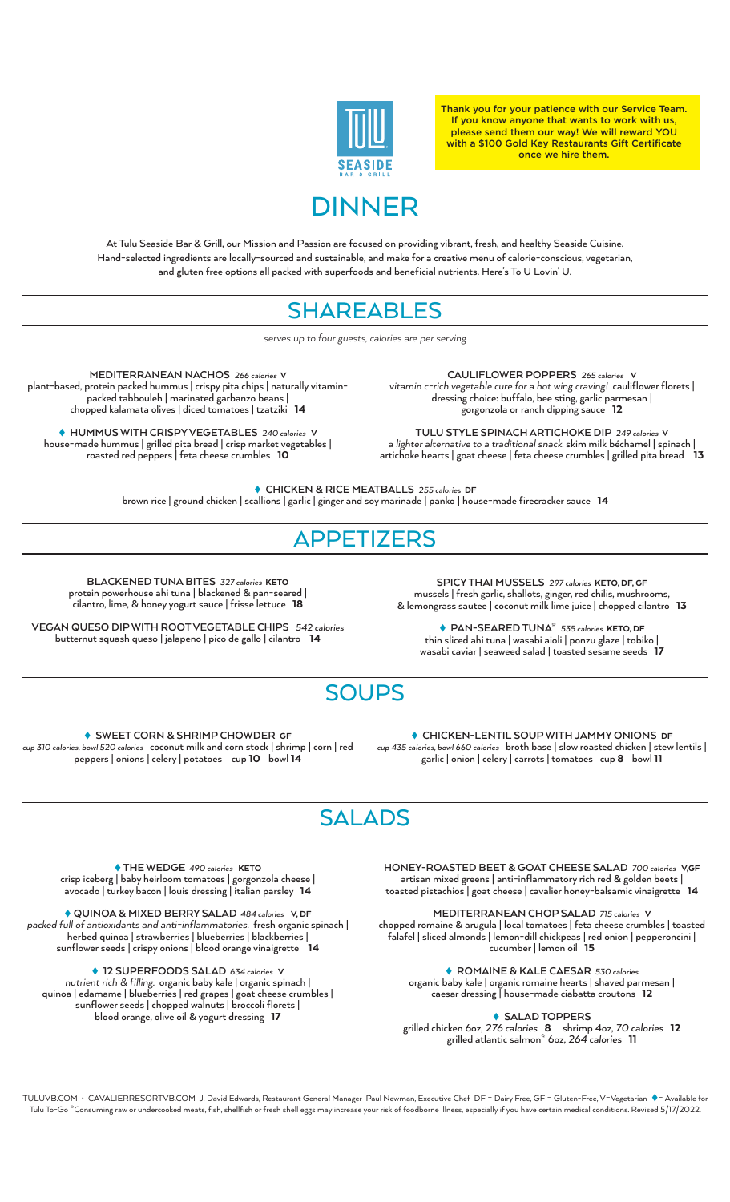Thank you for your patience with our Service Team. If you know anyone that wants to work with us, please send them our way! We will reward YOU with a $100 Gold Key Restaurants Gift Certificate once we hire them.

# DINNER

At Tulu Seaside Bar & Grill, our Mission and Passion are focused on providing vibrant, fresh, and healthy Seaside Cuisine. Hand-selected ingredients are locally-sourced and sustainable, and make for a creative menu of calorie-conscious, vegetarian, and gluten free options all packed with superfoods and beneficial nutrients. Here's To U Lovin' U.

## SHAREABLES

*serves up to four guests, calories are per serving*

**MEDITERRANEAN NACHOS** *266 calories* **V**
plant-based, protein packed hummus | crispy pita chips | naturally vitamin-packed tabbouleh | marinated garbanzo beans | chopped kalamata olives | diced tomatoes | tzatziki **14**

♦ **HUMMUS WITH CRISPY VEGETABLES** *240 calories* **V**
house-made hummus | grilled pita bread | crisp market vegetables | roasted red peppers | feta cheese crumbles **10**

**CAULIFLOWER POPPERS** *265 calories* **V**
*vitamin c-rich vegetable cure for a hot wing craving!* cauliflower florets | dressing choice: buffalo, bee sting, garlic parmesan | gorgonzola or ranch dipping sauce **12**

**TULU STYLE SPINACH ARTICHOKE DIP** *249 calories* **V**
*a lighter alternative to a traditional snack.* skim milk béchamel | spinach | artichoke hearts | goat cheese | feta cheese crumbles | grilled pita bread **13**

♦ **CHICKEN & RICE MEATBALLS** *255 calories* **DF**
brown rice | ground chicken | scallions | garlic | ginger and soy marinade | panko | house-made firecracker sauce **14**

## APPETIZERS

**BLACKENED TUNA BITES** *327 calories* **KETO**
protein powerhouse ahi tuna | blackened & pan-seared | cilantro, lime, & honey yogurt sauce | frisse lettuce **18**

**VEGAN QUESO DIP WITH ROOT VEGETABLE CHIPS** *542 calories*
butternut squash queso | jalapeno | pico de gallo | cilantro **14**

**SPICY THAI MUSSELS** *297 calories* **KETO, DF, GF**
mussels | fresh garlic, shallots, ginger, red chilis, mushrooms, & lemongrass sautee | coconut milk lime juice | chopped cilantro **13**

♦ **PAN-SEARED TUNA**® *535 calories* **KETO, DF**
thin sliced ahi tuna | wasabi aioli | ponzu glaze | tobiko | wasabi caviar | seaweed salad | toasted sesame seeds **17**

## SOUPS

♦ **SWEET CORN & SHRIMP CHOWDER** **GF**
*cup 310 calories, bowl 520 calories* coconut milk and corn stock | shrimp | corn | red peppers | onions | celery | potatoes cup **10** bowl **14**

♦ **CHICKEN-LENTIL SOUP WITH JAMMY ONIONS** **DF**
*cup 435 calories, bowl 660 calories* broth base | slow roasted chicken | stew lentils | garlic | onion | celery | carrots | tomatoes cup **8** bowl **11**

## SALADS

♦ **THE WEDGE** *490 calories* **KETO**
crisp iceberg | baby heirloom tomatoes | gorgonzola cheese | avocado | turkey bacon | louis dressing | italian parsley **14**

♦ **QUINOA & MIXED BERRY SALAD** *484 calories* **V, DF**
*packed full of antioxidants and anti-inflammatories.* fresh organic spinach | herbed quinoa | strawberries | blueberries | blackberries | sunflower seeds | crispy onions | blood orange vinaigrette **14**

♦ **12 SUPERFOODS SALAD** *634 calories* **V**
*nutrient rich & filling.* organic baby kale | organic spinach | quinoa | edamame | blueberries | red grapes | goat cheese crumbles | sunflower seeds | chopped walnuts | broccoli florets | blood orange, olive oil & yogurt dressing **17**

**HONEY-ROASTED BEET & GOAT CHEESE SALAD** *700 calories* **V,GF**
artisan mixed greens | anti-inflammatory rich red & golden beets | toasted pistachios | goat cheese | cavalier honey-balsamic vinaigrette **14**

**MEDITERRANEAN CHOP SALAD** *715 calories* **V**
chopped romaine & arugula | local tomatoes | feta cheese crumbles | toasted falafel | sliced almonds | lemon-dill chickpeas | red onion | pepperoncini | cucumber | lemon oil **15**

♦ **ROMAINE & KALE CAESAR** *530 calories*
organic baby kale | organic romaine hearts | shaved parmesan | caesar dressing | house-made ciabatta croutons **12**

♦ **SALAD TOPPERS**
grilled chicken 6oz, *276 calories* **8** shrimp 4oz, *70 calories* **12** grilled atlantic salmon® 6oz, *264 calories* **11**

TULUVB.COM • CAVALIERRESORTVB.COM J. David Edwards, Restaurant General Manager Paul Newman, Executive Chef DF = Dairy Free, GF = Gluten-Free, V=Vegetarian ♦= Available for Tulu To-Go ®Consuming raw or undercooked meats, fish, shellfish or fresh shell eggs may increase your risk of foodborne illness, especially if you have certain medical conditions. Revised 5/17/2022.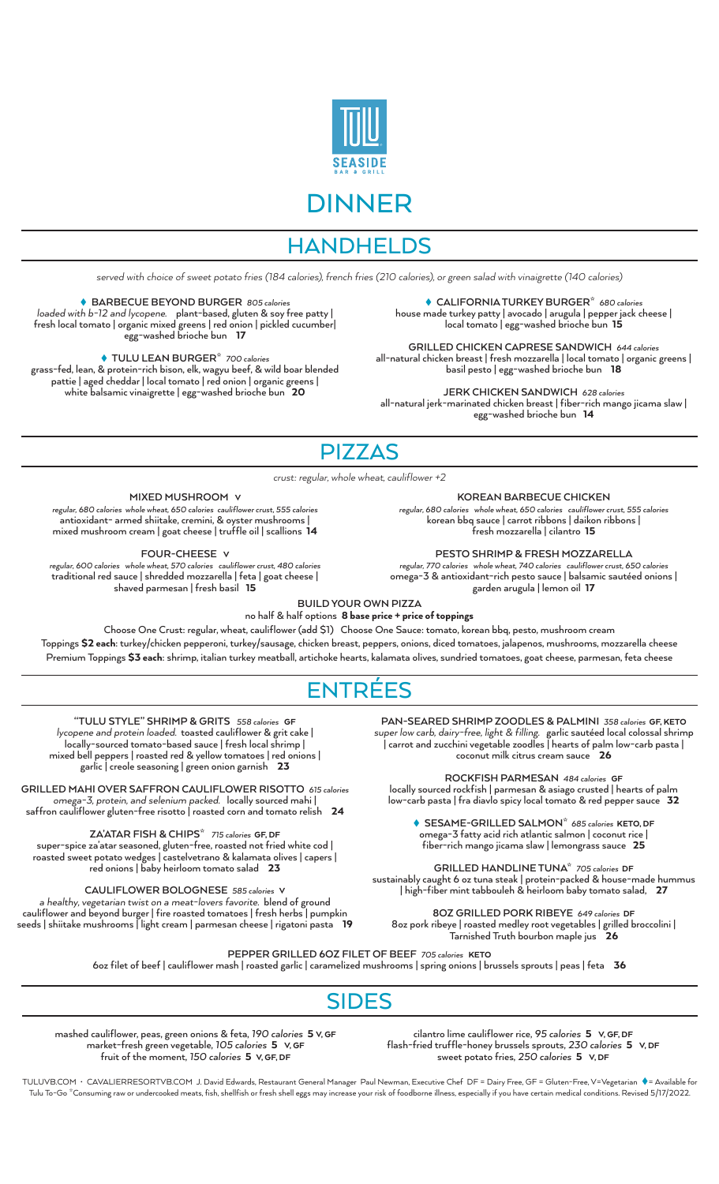TULU SEASIDE BAR & GRILL

# DINNER

## HANDHELDS

*served with choice of sweet potato fries (184 calories), french fries (210 calories), or green salad with vinaigrette (140 calories)*

♦ **BARBECUE BEYOND BURGER** *805 calories*
*loaded with b-12 and lycopene.* plant-based, gluten & soy free patty | fresh local tomato | organic mixed greens | red onion | pickled cucumber| egg-washed brioche bun **17**

♦ **TULU LEAN BURGER*** *700 calories*
grass-fed, lean, & protein-rich bison, elk, wagyu beef, & wild boar blended pattie | aged cheddar | local tomato | red onion | organic greens | white balsamic vinaigrette | egg-washed brioche bun **20**

♦ **CALIFORNIA TURKEY BURGER*** *680 calories*
house made turkey patty | avocado | arugula | pepper jack cheese | local tomato | egg-washed brioche bun **15**

**GRILLED CHICKEN CAPRESE SANDWICH** *644 calories*
all-natural chicken breast | fresh mozzarella | local tomato | organic greens | basil pesto | egg-washed brioche bun **18**

**JERK CHICKEN SANDWICH** *628 calories*
all-natural jerk-marinated chicken breast | fiber-rich mango jicama slaw | egg-washed brioche bun **14**

## PIZZAS

*crust: regular, whole wheat, cauliflower +2*

**MIXED MUSHROOM V**
*regular, 680 calories whole wheat, 650 calories cauliflower crust, 555 calories*
antioxidant- armed shiitake, cremini, & oyster mushrooms | mixed mushroom cream | goat cheese | truffle oil | scallions **14**

**FOUR-CHEESE V**
*regular, 600 calories whole wheat, 570 calories cauliflower crust, 480 calories*
traditional red sauce | shredded mozzarella | feta | goat cheese | shaved parmesan | fresh basil **15**

**KOREAN BARBECUE CHICKEN**
*regular, 680 calories whole wheat, 650 calories cauliflower crust, 555 calories*
korean bbq sauce | carrot ribbons | daikon ribbons | fresh mozzarella | cilantro **15**

**PESTO SHRIMP & FRESH MOZZARELLA**
*regular, 770 calories whole wheat, 740 calories cauliflower crust, 650 calories*
omega-3 & antioxidant-rich pesto sauce | balsamic sautéed onions | garden arugula | lemon oil **17**

**BUILD YOUR OWN PIZZA**
no half & half options **8 base price + price of toppings**

Choose One Crust: regular, wheat, cauliflower (add $1) Choose One Sauce: tomato, korean bbq, pesto, mushroom cream

Toppings **$2 each**: turkey/chicken pepperoni, turkey/sausage, chicken breast, peppers, onions, diced tomatoes, jalapenos, mushrooms, mozzarella cheese

Premium Toppings **$3 each**: shrimp, italian turkey meatball, artichoke hearts, kalamata olives, sundried tomatoes, goat cheese, parmesan, feta cheese

## ENTRÉES

**"TULU STYLE" SHRIMP & GRITS** *558 calories* **GF**
*lycopene and protein loaded.* toasted cauliflower & grit cake | locally-sourced tomato-based sauce | fresh local shrimp | mixed bell peppers | roasted red & yellow tomatoes | red onions | garlic | creole seasoning | green onion garnish **23**

**GRILLED MAHI OVER SAFFRON CAULIFLOWER RISOTTO** *615 calories*
*omega-3, protein, and selenium packed.* locally sourced mahi | saffron cauliflower gluten-free risotto | roasted corn and tomato relish **24**

**ZA'ATAR FISH & CHIPS*** *715 calories* **GF, DF**
super-spice za'atar seasoned, gluten-free, roasted not fried white cod | roasted sweet potato wedges | castelvetrano & kalamata olives | capers | red onions | baby heirloom tomato salad **23**

**CAULIFLOWER BOLOGNESE** *585 calories* **V**
*a healthy, vegetarian twist on a meat-lovers favorite.* blend of ground cauliflower and beyond burger | fire roasted tomatoes | fresh herbs | pumpkin seeds | shiitake mushrooms | light cream | parmesan cheese | rigatoni pasta **19**

**PAN-SEARED SHRIMP ZOODLES & PALMINI** *358 calories* **GF, KETO**
*super low carb, dairy-free, light & filling.* garlic sautéed local colossal shrimp | carrot and zucchini vegetable zoodles | hearts of palm low-carb pasta | coconut milk citrus cream sauce **26**

**ROCKFISH PARMESAN** *484 calories* **GF**
locally sourced rockfish | parmesan & asiago crusted | hearts of palm low-carb pasta | fra diavlo spicy local tomato & red pepper sauce **32**

♦ **SESAME-GRILLED SALMON*** *685 calories* **KETO, DF**
omega-3 fatty acid rich atlantic salmon | coconut rice | fiber-rich mango jicama slaw | lemongrass sauce **25**

**GRILLED HANDLINE TUNA*** *705 calories* **DF**
sustainably caught 6 oz tuna steak | protein-packed & house-made hummus | high-fiber mint tabbouleh & heirloom baby tomato salad, **27**

**8OZ GRILLED PORK RIBEYE** *649 calories* **DF**
8oz pork ribeye | roasted medley root vegetables | grilled broccolini | Tarnished Truth bourbon maple jus **26**

**PEPPER GRILLED 6OZ FILET OF BEEF** *705 calories* **KETO**
6oz filet of beef | cauliflower mash | roasted garlic | caramelized mushrooms | spring onions | brussels sprouts | peas | feta **36**

## SIDES

mashed cauliflower, peas, green onions & feta, *190 calories* **5 V, GF**
market-fresh green vegetable, *105 calories* **5 V, GF**
fruit of the moment, *150 calories* **5 V, GF, DF**

cilantro lime cauliflower rice, *95 calories* **5 V, GF, DF**
flash-fried truffle-honey brussels sprouts, *230 calories* **5 V, DF**
sweet potato fries, *250 calories* **5 V, DF**

TULUVB.COM · CAVALIERRESORTVB.COM J. David Edwards, Restaurant General Manager Paul Newman, Executive Chef DF = Dairy Free, GF = Gluten-Free, V=Vegetarian ♦= Available for Tulu To-Go *Consuming raw or undercooked meats, fish, shellfish or fresh shell eggs may increase your risk of foodborne illness, especially if you have certain medical conditions. Revised 5/17/2022.